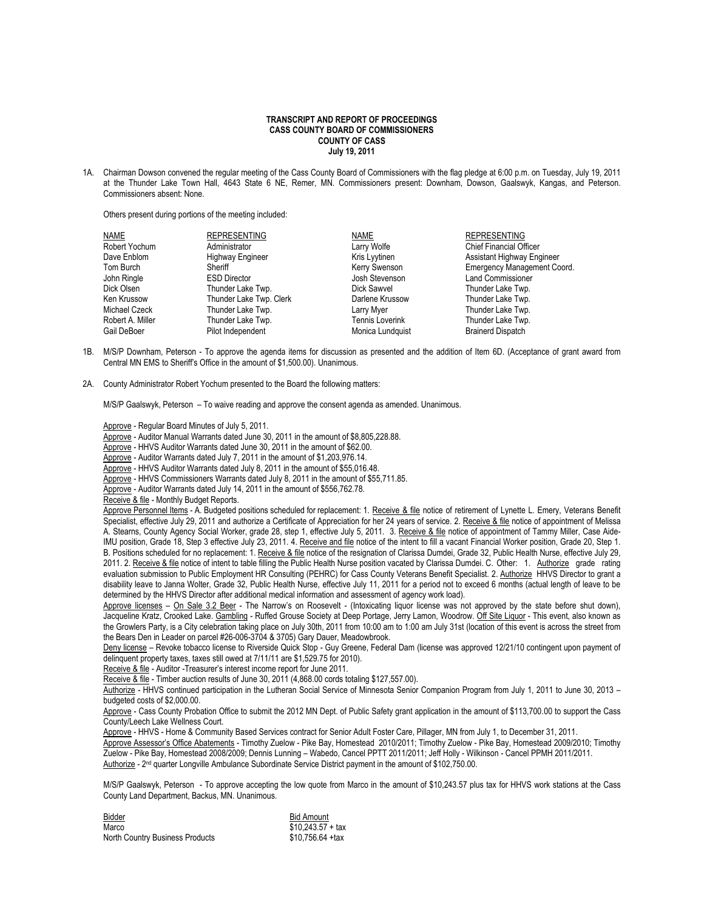**TRANSCRIPT AND REPORT OF PROCEEDINGS**
**CASS COUNTY BOARD OF COMMISSIONERS**
**COUNTY OF CASS**
**July 19, 2011**

1A. Chairman Dowson convened the regular meeting of the Cass County Board of Commissioners with the flag pledge at 6:00 p.m. on Tuesday, July 19, 2011 at the Thunder Lake Town Hall, 4643 State 6 NE, Remer, MN. Commissioners present: Downham, Dowson, Gaalswyk, Kangas, and Peterson. Commissioners absent: None.

Others present during portions of the meeting included:

| NAME | REPRESENTING | NAME | REPRESENTING |
|---|---|---|---|
| Robert Yochum | Administrator | Larry Wolfe | Chief Financial Officer |
| Dave Enblom | Highway Engineer | Kris Lyytinen | Assistant Highway Engineer |
| Tom Burch | Sheriff | Kerry Swenson | Emergency Management Coord. |
| John Ringle | ESD Director | Josh Stevenson | Land Commissioner |
| Dick Olsen | Thunder Lake Twp. | Dick Sawvel | Thunder Lake Twp. |
| Ken Krussow | Thunder Lake Twp. Clerk | Darlene Krussow | Thunder Lake Twp. |
| Michael Czeck | Thunder Lake Twp. | Larry Myer | Thunder Lake Twp. |
| Robert A. Miller | Thunder Lake Twp. | Tennis Loverink | Thunder Lake Twp. |
| Gail DeBoer | Pilot Independent | Monica Lundquist | Brainerd Dispatch |

1B. M/S/P Downham, Peterson - To approve the agenda items for discussion as presented and the addition of Item 6D. (Acceptance of grant award from Central MN EMS to Sheriff's Office in the amount of $1,500.00). Unanimous.

2A. County Administrator Robert Yochum presented to the Board the following matters:

M/S/P Gaalswyk, Peterson – To waive reading and approve the consent agenda as amended. Unanimous.

Approve - Regular Board Minutes of July 5, 2011.
Approve - Auditor Manual Warrants dated June 30, 2011 in the amount of $8,805,228.88.
Approve - HHVS Auditor Warrants dated June 30, 2011 in the amount of $62.00.
Approve - Auditor Warrants dated July 7, 2011 in the amount of $1,203,976.14.
Approve - HHVS Auditor Warrants dated July 8, 2011 in the amount of $55,016.48.
Approve - HHVS Commissioners Warrants dated July 8, 2011 in the amount of $55,711.85.
Approve - Auditor Warrants dated July 14, 2011 in the amount of $556,762.78.
Receive & file - Monthly Budget Reports.
Approve Personnel Items - A. Budgeted positions scheduled for replacement: 1. Receive & file notice of retirement of Lynette L. Emery, Veterans Benefit Specialist, effective July 29, 2011 and authorize a Certificate of Appreciation for her 24 years of service. 2. Receive & file notice of appointment of Melissa A. Stearns, County Agency Social Worker, grade 28, step 1, effective July 5, 2011. 3. Receive & file notice of appointment of Tammy Miller, Case Aide-IMU position, Grade 18, Step 3 effective July 23, 2011. 4. Receive and file notice of the intent to fill a vacant Financial Worker position, Grade 20, Step 1. B. Positions scheduled for no replacement: 1. Receive & file notice of the resignation of Clarissa Dumdei, Grade 32, Public Health Nurse, effective July 29, 2011. 2. Receive & file notice of intent to table filling the Public Health Nurse position vacated by Clarissa Dumdei. C. Other: 1. Authorize grade rating evaluation submission to Public Employment HR Consulting (PEHRC) for Cass County Veterans Benefit Specialist. 2. Authorize HHVS Director to grant a disability leave to Janna Wolter, Grade 32, Public Health Nurse, effective July 11, 2011 for a period not to exceed 6 months (actual length of leave to be determined by the HHVS Director after additional medical information and assessment of agency work load).
Approve licenses – On Sale 3.2 Beer - The Narrow's on Roosevelt - (Intoxicating liquor license was not approved by the state before shut down), Jacqueline Kratz, Crooked Lake. Gambling - Ruffed Grouse Society at Deep Portage, Jerry Lamon, Woodrow. Off Site Liquor - This event, also known as the Growlers Party, is a City celebration taking place on July 30th, 2011 from 10:00 am to 1:00 am July 31st (location of this event is across the street from the Bears Den in Leader on parcel #26-006-3704 & 3705) Gary Dauer, Meadowbrook.
Deny license – Revoke tobacco license to Riverside Quick Stop - Guy Greene, Federal Dam (license was approved 12/21/10 contingent upon payment of delinquent property taxes, taxes still owed at 7/11/11 are $1,529.75 for 2010).
Receive & file - Auditor -Treasurer's interest income report for June 2011.
Receive & file - Timber auction results of June 30, 2011 (4,868.00 cords totaling $127,557.00).
Authorize - HHVS continued participation in the Lutheran Social Service of Minnesota Senior Companion Program from July 1, 2011 to June 30, 2013 – budgeted costs of $2,000.00.
Approve - Cass County Probation Office to submit the 2012 MN Dept. of Public Safety grant application in the amount of $113,700.00 to support the Cass County/Leech Lake Wellness Court.
Approve - HHVS - Home & Community Based Services contract for Senior Adult Foster Care, Pillager, MN from July 1, to December 31, 2011.
Approve Assessor's Office Abatements - Timothy Zuelow - Pike Bay, Homestead 2010/2011; Timothy Zuelow - Pike Bay, Homestead 2009/2010; Timothy Zuelow - Pike Bay, Homestead 2008/2009; Dennis Lunning – Wabedo, Cancel PPTT 2011/2011; Jeff Holly - Wilkinson - Cancel PPMH 2011/2011.
Authorize - 2nd quarter Longville Ambulance Subordinate Service District payment in the amount of $102,750.00.

M/S/P Gaalswyk, Peterson - To approve accepting the low quote from Marco in the amount of $10,243.57 plus tax for HHVS work stations at the Cass County Land Department, Backus, MN. Unanimous.

| Bidder | Bid Amount |
|---|---|
| Marco | $10,243.57 + tax |
| North Country Business Products | $10,756.64 +tax |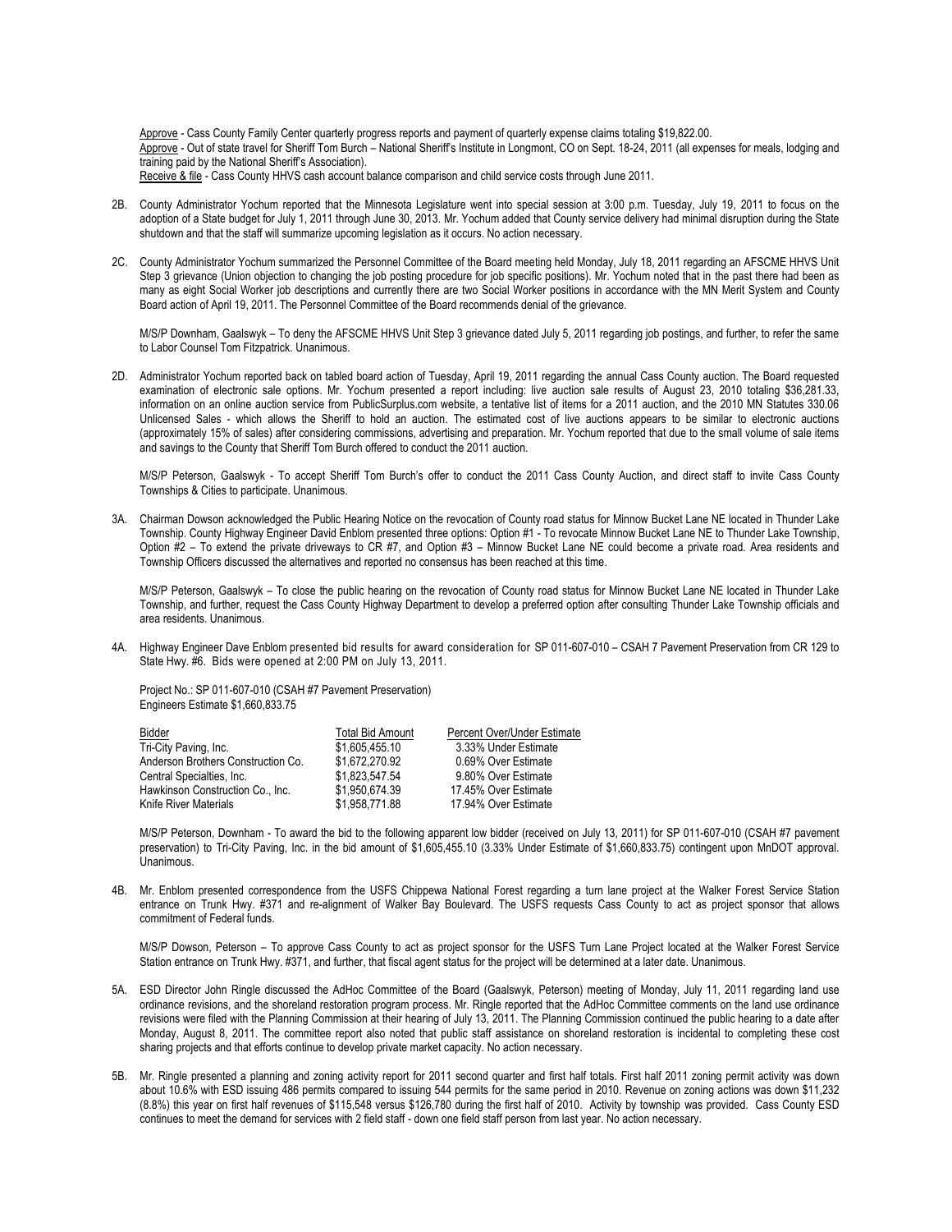Approve - Cass County Family Center quarterly progress reports and payment of quarterly expense claims totaling $19,822.00.
Approve - Out of state travel for Sheriff Tom Burch – National Sheriff's Institute in Longmont, CO on Sept. 18-24, 2011 (all expenses for meals, lodging and training paid by the National Sheriff's Association).
Receive & file - Cass County HHVS cash account balance comparison and child service costs through June 2011.

2B. County Administrator Yochum reported that the Minnesota Legislature went into special session at 3:00 p.m. Tuesday, July 19, 2011 to focus on the adoption of a State budget for July 1, 2011 through June 30, 2013. Mr. Yochum added that County service delivery had minimal disruption during the State shutdown and that the staff will summarize upcoming legislation as it occurs. No action necessary.

2C. County Administrator Yochum summarized the Personnel Committee of the Board meeting held Monday, July 18, 2011 regarding an AFSCME HHVS Unit Step 3 grievance (Union objection to changing the job posting procedure for job specific positions). Mr. Yochum noted that in the past there had been as many as eight Social Worker job descriptions and currently there are two Social Worker positions in accordance with the MN Merit System and County Board action of April 19, 2011. The Personnel Committee of the Board recommends denial of the grievance.

M/S/P Downham, Gaalswyk – To deny the AFSCME HHVS Unit Step 3 grievance dated July 5, 2011 regarding job postings, and further, to refer the same to Labor Counsel Tom Fitzpatrick. Unanimous.

2D. Administrator Yochum reported back on tabled board action of Tuesday, April 19, 2011 regarding the annual Cass County auction. The Board requested examination of electronic sale options. Mr. Yochum presented a report including: live auction sale results of August 23, 2010 totaling $36,281.33, information on an online auction service from PublicSurplus.com website, a tentative list of items for a 2011 auction, and the 2010 MN Statutes 330.06 Unlicensed Sales - which allows the Sheriff to hold an auction. The estimated cost of live auctions appears to be similar to electronic auctions (approximately 15% of sales) after considering commissions, advertising and preparation. Mr. Yochum reported that due to the small volume of sale items and savings to the County that Sheriff Tom Burch offered to conduct the 2011 auction.

M/S/P Peterson, Gaalswyk - To accept Sheriff Tom Burch's offer to conduct the 2011 Cass County Auction, and direct staff to invite Cass County Townships & Cities to participate. Unanimous.

3A. Chairman Dowson acknowledged the Public Hearing Notice on the revocation of County road status for Minnow Bucket Lane NE located in Thunder Lake Township. County Highway Engineer David Enblom presented three options: Option #1 - To revocate Minnow Bucket Lane NE to Thunder Lake Township, Option #2 – To extend the private driveways to CR #7, and Option #3 – Minnow Bucket Lane NE could become a private road. Area residents and Township Officers discussed the alternatives and reported no consensus has been reached at this time.

M/S/P Peterson, Gaalswyk – To close the public hearing on the revocation of County road status for Minnow Bucket Lane NE located in Thunder Lake Township, and further, request the Cass County Highway Department to develop a preferred option after consulting Thunder Lake Township officials and area residents. Unanimous.

4A. Highway Engineer Dave Enblom presented bid results for award consideration for SP 011-607-010 – CSAH 7 Pavement Preservation from CR 129 to State Hwy. #6. Bids were opened at 2:00 PM on July 13, 2011.

Project No.: SP 011-607-010 (CSAH #7 Pavement Preservation)
Engineers Estimate $1,660,833.75

| Bidder | Total Bid Amount | Percent Over/Under Estimate |
|---|---|---|
| Tri-City Paving, Inc. | $1,605,455.10 | 3.33% Under Estimate |
| Anderson Brothers Construction Co. | $1,672,270.92 | 0.69% Over Estimate |
| Central Specialties, Inc. | $1,823,547.54 | 9.80% Over Estimate |
| Hawkinson Construction Co., Inc. | $1,950,674.39 | 17.45% Over Estimate |
| Knife River Materials | $1,958,771.88 | 17.94% Over Estimate |

M/S/P Peterson, Downham - To award the bid to the following apparent low bidder (received on July 13, 2011) for SP 011-607-010 (CSAH #7 pavement preservation) to Tri-City Paving, Inc. in the bid amount of $1,605,455.10 (3.33% Under Estimate of $1,660,833.75) contingent upon MnDOT approval. Unanimous.

4B. Mr. Enblom presented correspondence from the USFS Chippewa National Forest regarding a turn lane project at the Walker Forest Service Station entrance on Trunk Hwy. #371 and re-alignment of Walker Bay Boulevard. The USFS requests Cass County to act as project sponsor that allows commitment of Federal funds.

M/S/P Dowson, Peterson – To approve Cass County to act as project sponsor for the USFS Turn Lane Project located at the Walker Forest Service Station entrance on Trunk Hwy. #371, and further, that fiscal agent status for the project will be determined at a later date. Unanimous.

5A. ESD Director John Ringle discussed the AdHoc Committee of the Board (Gaalswyk, Peterson) meeting of Monday, July 11, 2011 regarding land use ordinance revisions, and the shoreland restoration program process. Mr. Ringle reported that the AdHoc Committee comments on the land use ordinance revisions were filed with the Planning Commission at their hearing of July 13, 2011. The Planning Commission continued the public hearing to a date after Monday, August 8, 2011. The committee report also noted that public staff assistance on shoreland restoration is incidental to completing these cost sharing projects and that efforts continue to develop private market capacity. No action necessary.

5B. Mr. Ringle presented a planning and zoning activity report for 2011 second quarter and first half totals. First half 2011 zoning permit activity was down about 10.6% with ESD issuing 486 permits compared to issuing 544 permits for the same period in 2010. Revenue on zoning actions was down $11,232 (8.8%) this year on first half revenues of $115,548 versus $126,780 during the first half of 2010. Activity by township was provided. Cass County ESD continues to meet the demand for services with 2 field staff - down one field staff person from last year. No action necessary.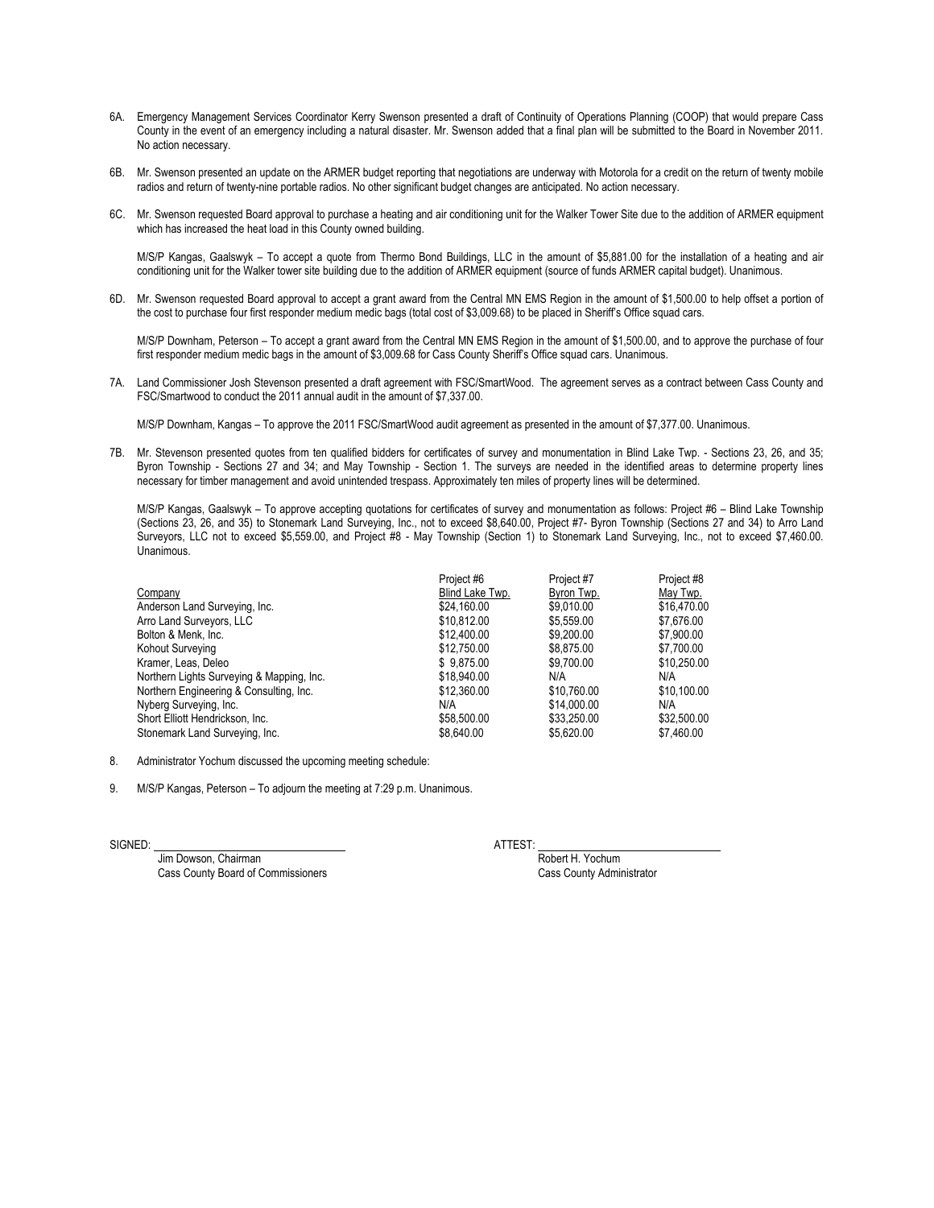6A. Emergency Management Services Coordinator Kerry Swenson presented a draft of Continuity of Operations Planning (COOP) that would prepare Cass County in the event of an emergency including a natural disaster. Mr. Swenson added that a final plan will be submitted to the Board in November 2011. No action necessary.

6B. Mr. Swenson presented an update on the ARMER budget reporting that negotiations are underway with Motorola for a credit on the return of twenty mobile radios and return of twenty-nine portable radios. No other significant budget changes are anticipated. No action necessary.

6C. Mr. Swenson requested Board approval to purchase a heating and air conditioning unit for the Walker Tower Site due to the addition of ARMER equipment which has increased the heat load in this County owned building.

M/S/P Kangas, Gaalswyk – To accept a quote from Thermo Bond Buildings, LLC in the amount of $5,881.00 for the installation of a heating and air conditioning unit for the Walker tower site building due to the addition of ARMER equipment (source of funds ARMER capital budget). Unanimous.

6D. Mr. Swenson requested Board approval to accept a grant award from the Central MN EMS Region in the amount of $1,500.00 to help offset a portion of the cost to purchase four first responder medium medic bags (total cost of $3,009.68) to be placed in Sheriff's Office squad cars.

M/S/P Downham, Peterson – To accept a grant award from the Central MN EMS Region in the amount of $1,500.00, and to approve the purchase of four first responder medium medic bags in the amount of $3,009.68 for Cass County Sheriff's Office squad cars. Unanimous.

7A. Land Commissioner Josh Stevenson presented a draft agreement with FSC/SmartWood. The agreement serves as a contract between Cass County and FSC/Smartwood to conduct the 2011 annual audit in the amount of $7,337.00.

M/S/P Downham, Kangas – To approve the 2011 FSC/SmartWood audit agreement as presented in the amount of $7,377.00. Unanimous.

7B. Mr. Stevenson presented quotes from ten qualified bidders for certificates of survey and monumentation in Blind Lake Twp. - Sections 23, 26, and 35; Byron Township - Sections 27 and 34; and May Township - Section 1. The surveys are needed in the identified areas to determine property lines necessary for timber management and avoid unintended trespass. Approximately ten miles of property lines will be determined.

M/S/P Kangas, Gaalswyk – To approve accepting quotations for certificates of survey and monumentation as follows: Project #6 – Blind Lake Township (Sections 23, 26, and 35) to Stonemark Land Surveying, Inc., not to exceed $8,640.00, Project #7- Byron Township (Sections 27 and 34) to Arro Land Surveyors, LLC not to exceed $5,559.00, and Project #8 - May Township (Section 1) to Stonemark Land Surveying, Inc., not to exceed $7,460.00. Unanimous.

| Company | Project #6<br>Blind Lake Twp. | Project #7<br>Byron Twp. | Project #8<br>May Twp. |
|---|---|---|---|
| Anderson Land Surveying, Inc. | $24,160.00 | $9,010.00 | $16,470.00 |
| Arro Land Surveyors, LLC | $10,812.00 | $5,559.00 | $7,676.00 |
| Bolton & Menk, Inc. | $12,400.00 | $9,200.00 | $7,900.00 |
| Kohout Surveying | $12,750.00 | $8,875.00 | $7,700.00 |
| Kramer, Leas, Deleo | $ 9,875.00 | $9,700.00 | $10,250.00 |
| Northern Lights Surveying & Mapping, Inc. | $18,940.00 | N/A | N/A |
| Northern Engineering & Consulting, Inc. | $12,360.00 | $10,760.00 | $10,100.00 |
| Nyberg Surveying, Inc. | N/A | $14,000.00 | N/A |
| Short Elliott Hendrickson, Inc. | $58,500.00 | $33,250.00 | $32,500.00 |
| Stonemark Land Surveying, Inc. | $8,640.00 | $5,620.00 | $7,460.00 |

8. Administrator Yochum discussed the upcoming meeting schedule:

9. M/S/P Kangas, Peterson – To adjourn the meeting at 7:29 p.m. Unanimous.

SIGNED: ______________________________
Jim Dowson, Chairman
Cass County Board of Commissioners

ATTEST: ______________________________
Robert H. Yochum
Cass County Administrator